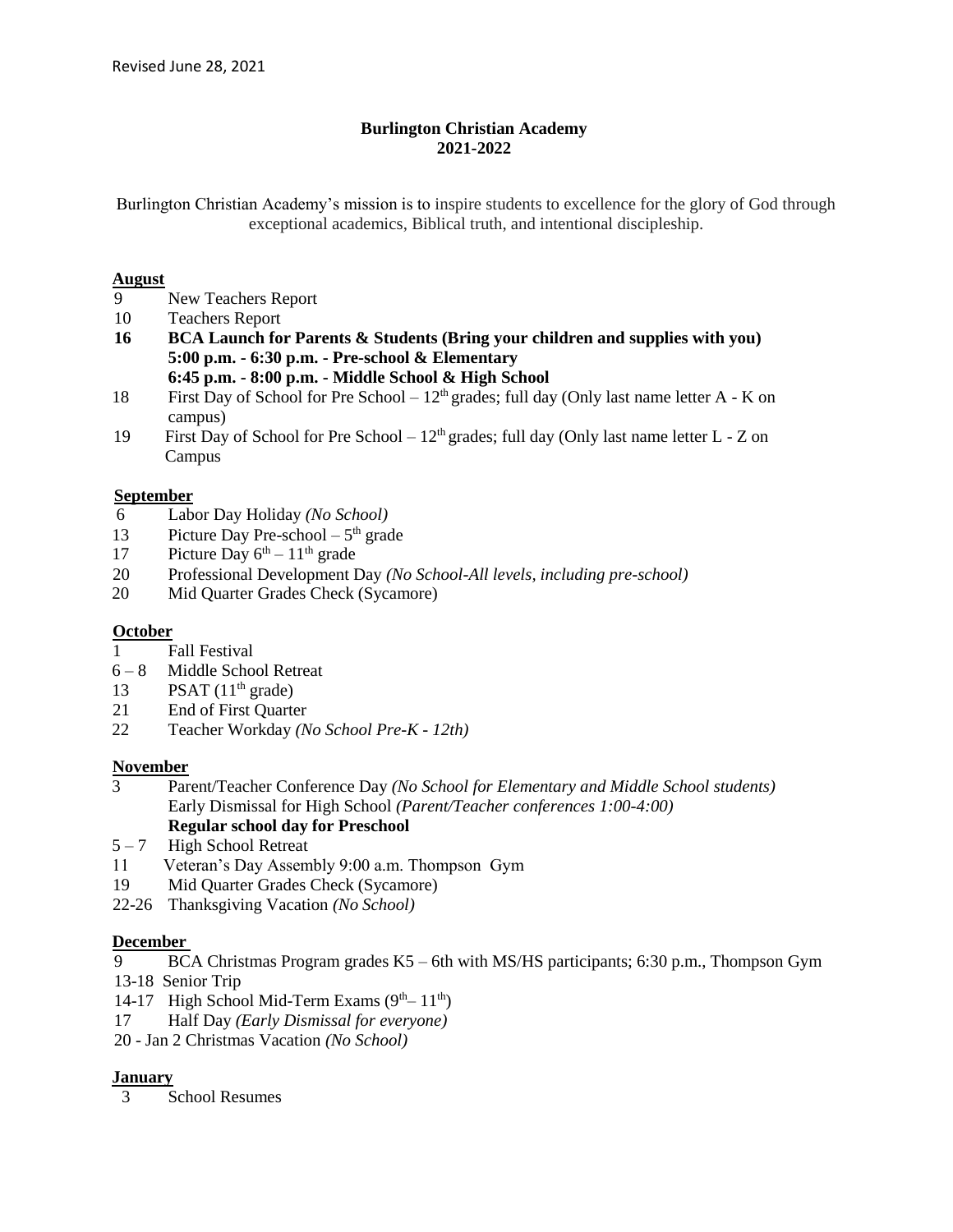Revised June 28, 2021

# Burlington Christian Academy
## 2021-2022

Burlington Christian Academy's mission is to inspire students to excellence for the glory of God through exceptional academics, Biblical truth, and intentional discipleship.

### August

9 New Teachers Report
10 Teachers Report
**16 BCA Launch for Parents & Students (Bring your children and supplies with you)**
**5:00 p.m. - 6:30 p.m. - Pre-school & Elementary**
**6:45 p.m. - 8:00 p.m. - Middle School & High School**
18 First Day of School for Pre School – 12th grades; full day (Only last name letter A - K on campus)
19 First Day of School for Pre School – 12th grades; full day (Only last name letter L - Z on Campus

### September

6 Labor Day Holiday *(No School)*
13 Picture Day Pre-school – 5th grade
17 Picture Day 6th – 11th grade
20 Professional Development Day *(No School-All levels, including pre-school)*
20 Mid Quarter Grades Check (Sycamore)

### October

1 Fall Festival
6 – 8 Middle School Retreat
13 PSAT (11th grade)
21 End of First Quarter
22 Teacher Workday *(No School Pre-K - 12th)*

### November

3 Parent/Teacher Conference Day *(No School for Elementary and Middle School students)*
Early Dismissal for High School *(Parent/Teacher conferences 1:00-4:00)*
**Regular school day for Preschool**
5 – 7 High School Retreat
11 Veteran's Day Assembly 9:00 a.m. Thompson Gym
19 Mid Quarter Grades Check (Sycamore)
22-26 Thanksgiving Vacation *(No School)*

### December

9 BCA Christmas Program grades K5 – 6th with MS/HS participants; 6:30 p.m., Thompson Gym
13-18 Senior Trip
14-17 High School Mid-Term Exams (9th– 11th)
17 Half Day *(Early Dismissal for everyone)*
20 - Jan 2 Christmas Vacation *(No School)*

### January

3 School Resumes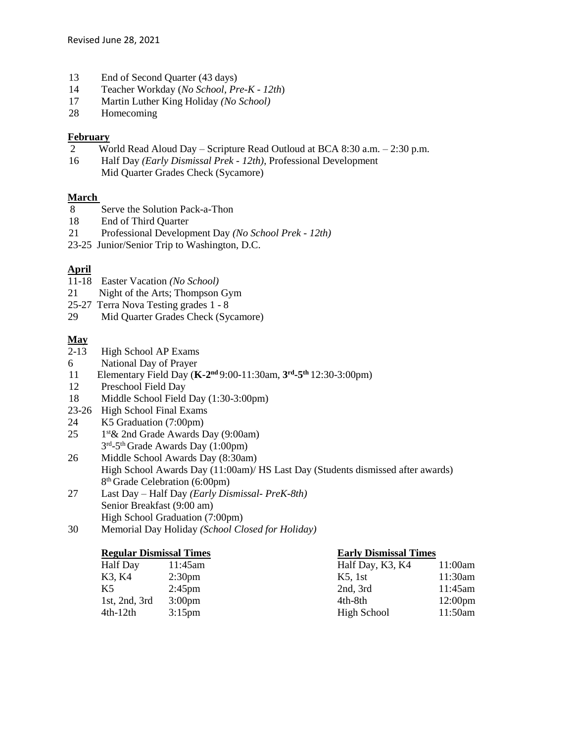Revised June 28, 2021

13 End of Second Quarter (43 days)
14 Teacher Workday (*No School, Pre-K - 12th*)
17 Martin Luther King Holiday *(No School)*
28 Homecoming

**February**

2 World Read Aloud Day – Scripture Read Outloud at BCA 8:30 a.m. – 2:30 p.m.
16 Half Day *(Early Dismissal Prek - 12th)*, Professional Development
Mid Quarter Grades Check (Sycamore)

**March**

8 Serve the Solution Pack-a-Thon
18 End of Third Quarter
21 Professional Development Day *(No School Prek - 12th)*
23-25 Junior/Senior Trip to Washington, D.C.

**April**

11-18 Easter Vacation *(No School)*
21 Night of the Arts; Thompson Gym
25-27 Terra Nova Testing grades 1 - 8
29 Mid Quarter Grades Check (Sycamore)

**May**

2-13 High School AP Exams
6 National Day of Prayer
11 Elementary Field Day (**K-2nd** 9:00-11:30am, **3rd-5th** 12:30-3:00pm)
12 Preschool Field Day
18 Middle School Field Day (1:30-3:00pm)
23-26 High School Final Exams
24 K5 Graduation (7:00pm)
25 1st & 2nd Grade Awards Day (9:00am)
3rd-5th Grade Awards Day (1:00pm)
26 Middle School Awards Day (8:30am)
High School Awards Day (11:00am)/ HS Last Day (Students dismissed after awards)
8th Grade Celebration (6:00pm)
27 Last Day – Half Day *(Early Dismissal- PreK-8th)*
Senior Breakfast (9:00 am)
High School Graduation (7:00pm)
30 Memorial Day Holiday *(School Closed for Holiday)*

**Regular Dismissal Times**

| | |
|---|---|
| Half Day | 11:45am |
| K3, K4 | 2:30pm |
| K5 | 2:45pm |
| 1st, 2nd, 3rd | 3:00pm |
| 4th-12th | 3:15pm |

**Early Dismissal Times**

| | |
|---|---|
| Half Day, K3, K4 | 11:00am |
| K5, 1st | 11:30am |
| 2nd, 3rd | 11:45am |
| 4th-8th | 12:00pm |
| High School | 11:50am |